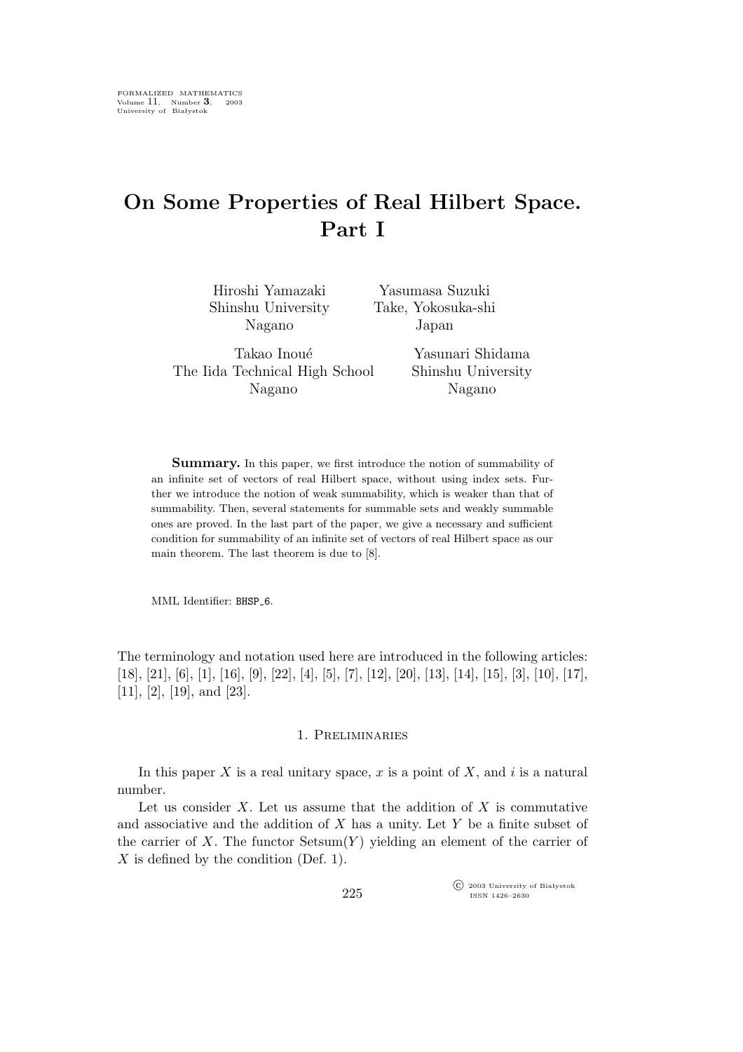# On Some Properties of Real Hilbert Space. Part I

Hiroshi Yamazaki
Shinshu University
Nagano

Yasumasa Suzuki
Take, Yokosuka-shi
Japan

Takao Inoué
The Iida Technical High School
Nagano

Yasunari Shidama
Shinshu University
Nagano

**Summary.** In this paper, we first introduce the notion of summability of an infinite set of vectors of real Hilbert space, without using index sets. Further we introduce the notion of weak summability, which is weaker than that of summability. Then, several statements for summable sets and weakly summable ones are proved. In the last part of the paper, we give a necessary and sufficient condition for summability of an infinite set of vectors of real Hilbert space as our main theorem. The last theorem is due to [8].

MML Identifier: BHSP_6.

The terminology and notation used here are introduced in the following articles: [18], [21], [6], [1], [16], [9], [22], [4], [5], [7], [12], [20], [13], [14], [15], [3], [10], [17], [11], [2], [19], and [23].

## 1. Preliminaries

In this paper $X$ is a real unitary space, $x$ is a point of $X$, and $i$ is a natural number.

Let us consider $X$. Let us assume that the addition of $X$ is commutative and associative and the addition of $X$ has a unity. Let $Y$ be a finite subset of the carrier of $X$. The functor $\text{Setsum}(Y)$ yielding an element of the carrier of $X$ is defined by the condition (Def. 1).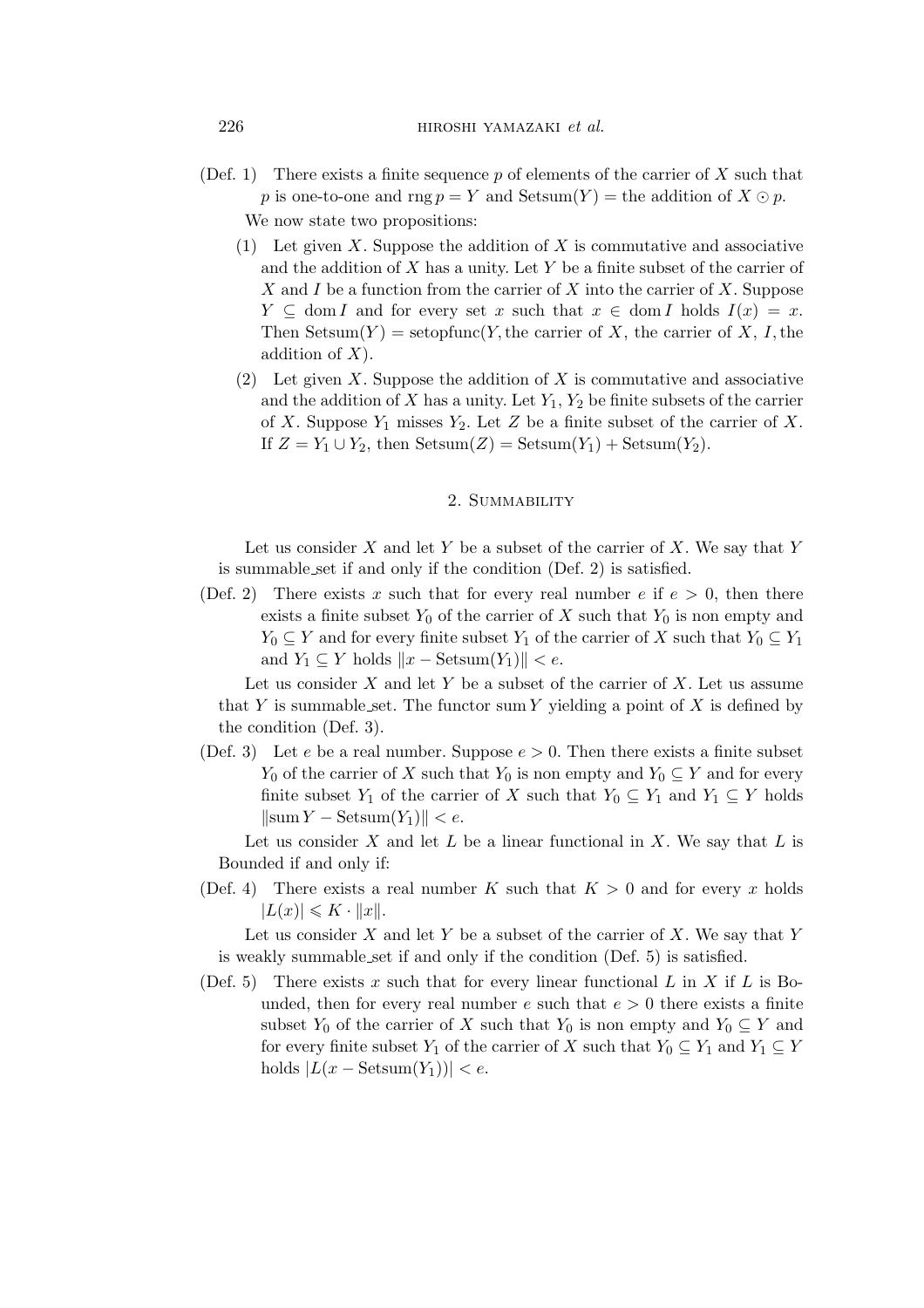(Def. 1) There exists a finite sequence $p$ of elements of the carrier of $X$ such that $p$ is one-to-one and $\operatorname{rng} p = Y$ and $\operatorname{Setsum}(Y) =$ the addition of $X \odot p$.

We now state two propositions:

(1) Let given $X$. Suppose the addition of $X$ is commutative and associative and the addition of $X$ has a unity. Let $Y$ be a finite subset of the carrier of $X$ and $I$ be a function from the carrier of $X$ into the carrier of $X$. Suppose $Y \subseteq \operatorname{dom} I$ and for every set $x$ such that $x \in \operatorname{dom} I$ holds $I(x) = x$. Then $\operatorname{Setsum}(Y) = \operatorname{setopfunc}(Y,$ the carrier of $X$, the carrier of $X$, $I$, the addition of $X)$.

(2) Let given $X$. Suppose the addition of $X$ is commutative and associative and the addition of $X$ has a unity. Let $Y_1$, $Y_2$ be finite subsets of the carrier of $X$. Suppose $Y_1$ misses $Y_2$. Let $Z$ be a finite subset of the carrier of $X$. If $Z = Y_1 \cup Y_2$, then $\operatorname{Setsum}(Z) = \operatorname{Setsum}(Y_1) + \operatorname{Setsum}(Y_2)$.

## 2. Summability

Let us consider $X$ and let $Y$ be a subset of the carrier of $X$. We say that $Y$ is summable_set if and only if the condition (Def. 2) is satisfied.

(Def. 2) There exists $x$ such that for every real number $e$ if $e > 0$, then there exists a finite subset $Y_0$ of the carrier of $X$ such that $Y_0$ is non empty and $Y_0 \subseteq Y$ and for every finite subset $Y_1$ of the carrier of $X$ such that $Y_0 \subseteq Y_1$ and $Y_1 \subseteq Y$ holds $\|x - \operatorname{Setsum}(Y_1)\| < e$.

Let us consider $X$ and let $Y$ be a subset of the carrier of $X$. Let us assume that $Y$ is summable_set. The functor $\operatorname{sum} Y$ yielding a point of $X$ is defined by the condition (Def. 3).

(Def. 3) Let $e$ be a real number. Suppose $e > 0$. Then there exists a finite subset $Y_0$ of the carrier of $X$ such that $Y_0$ is non empty and $Y_0 \subseteq Y$ and for every finite subset $Y_1$ of the carrier of $X$ such that $Y_0 \subseteq Y_1$ and $Y_1 \subseteq Y$ holds $\|\operatorname{sum} Y - \operatorname{Setsum}(Y_1)\| < e$.

Let us consider $X$ and let $L$ be a linear functional in $X$. We say that $L$ is Bounded if and only if:

(Def. 4) There exists a real number $K$ such that $K > 0$ and for every $x$ holds $|L(x)| \leqslant K \cdot \|x\|$.

Let us consider $X$ and let $Y$ be a subset of the carrier of $X$. We say that $Y$ is weakly summable_set if and only if the condition (Def. 5) is satisfied.

(Def. 5) There exists $x$ such that for every linear functional $L$ in $X$ if $L$ is Bounded, then for every real number $e$ such that $e > 0$ there exists a finite subset $Y_0$ of the carrier of $X$ such that $Y_0$ is non empty and $Y_0 \subseteq Y$ and for every finite subset $Y_1$ of the carrier of $X$ such that $Y_0 \subseteq Y_1$ and $Y_1 \subseteq Y$ holds $|L(x - \operatorname{Setsum}(Y_1))| < e$.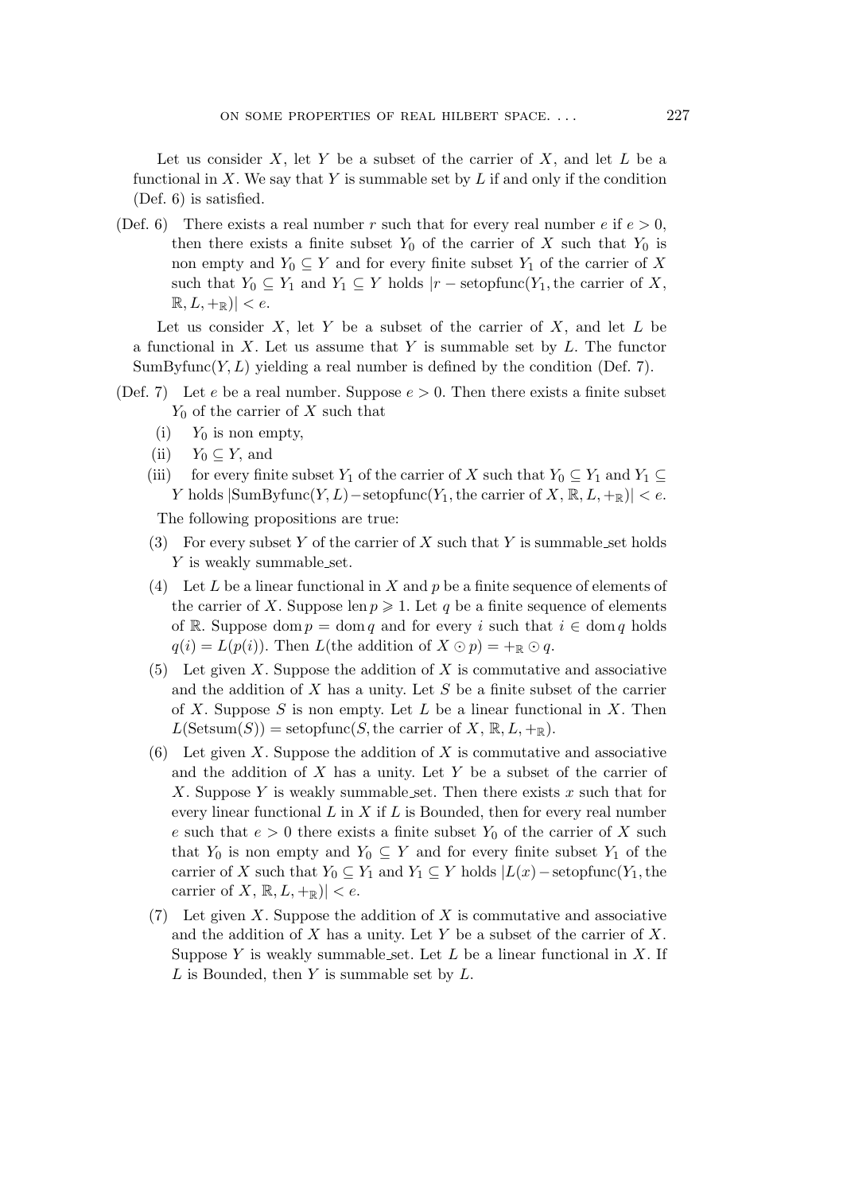Let us consider $X$, let $Y$ be a subset of the carrier of $X$, and let $L$ be a functional in $X$. We say that $Y$ is summable set by $L$ if and only if the condition (Def. 6) is satisfied.

(Def. 6) There exists a real number $r$ such that for every real number $e$ if $e > 0$, then there exists a finite subset $Y_0$ of the carrier of $X$ such that $Y_0$ is non empty and $Y_0 \subseteq Y$ and for every finite subset $Y_1$ of the carrier of $X$ such that $Y_0 \subseteq Y_1$ and $Y_1 \subseteq Y$ holds $|r - \text{setopfunc}(Y_1, \text{the carrier of } X, \mathbb{R}, L, +_{\mathbb{R}})| < e$.

Let us consider $X$, let $Y$ be a subset of the carrier of $X$, and let $L$ be a functional in $X$. Let us assume that $Y$ is summable set by $L$. The functor $\text{SumByfunc}(Y, L)$ yielding a real number is defined by the condition (Def. 7).

(Def. 7) Let $e$ be a real number. Suppose $e > 0$. Then there exists a finite subset $Y_0$ of the carrier of $X$ such that

- (i) $Y_0$ is non empty,
- (ii) $Y_0 \subseteq Y$, and
- (iii) for every finite subset $Y_1$ of the carrier of $X$ such that $Y_0 \subseteq Y_1$ and $Y_1 \subseteq Y$ holds $|\text{SumByfunc}(Y, L) - \text{setopfunc}(Y_1, \text{the carrier of } X, \mathbb{R}, L, +_{\mathbb{R}})| < e$.

The following propositions are true:

(3) For every subset $Y$ of the carrier of $X$ such that $Y$ is summable_set holds $Y$ is weakly summable_set.

(4) Let $L$ be a linear functional in $X$ and $p$ be a finite sequence of elements of the carrier of $X$. Suppose $\text{len}\, p \geqslant 1$. Let $q$ be a finite sequence of elements of $\mathbb{R}$. Suppose $\text{dom}\, p = \text{dom}\, q$ and for every $i$ such that $i \in \text{dom}\, q$ holds $q(i) = L(p(i))$. Then $L(\text{the addition of } X \odot p) = +_{\mathbb{R}} \odot q$.

(5) Let given $X$. Suppose the addition of $X$ is commutative and associative and the addition of $X$ has a unity. Let $S$ be a finite subset of the carrier of $X$. Suppose $S$ is non empty. Let $L$ be a linear functional in $X$. Then $L(\text{Setsum}(S)) = \text{setopfunc}(S, \text{the carrier of } X, \mathbb{R}, L, +_{\mathbb{R}})$.

(6) Let given $X$. Suppose the addition of $X$ is commutative and associative and the addition of $X$ has a unity. Let $Y$ be a subset of the carrier of $X$. Suppose $Y$ is weakly summable_set. Then there exists $x$ such that for every linear functional $L$ in $X$ if $L$ is Bounded, then for every real number $e$ such that $e > 0$ there exists a finite subset $Y_0$ of the carrier of $X$ such that $Y_0$ is non empty and $Y_0 \subseteq Y$ and for every finite subset $Y_1$ of the carrier of $X$ such that $Y_0 \subseteq Y_1$ and $Y_1 \subseteq Y$ holds $|L(x) - \text{setopfunc}(Y_1, \text{the carrier of } X, \mathbb{R}, L, +_{\mathbb{R}})| < e$.

(7) Let given $X$. Suppose the addition of $X$ is commutative and associative and the addition of $X$ has a unity. Let $Y$ be a subset of the carrier of $X$. Suppose $Y$ is weakly summable_set. Let $L$ be a linear functional in $X$. If $L$ is Bounded, then $Y$ is summable set by $L$.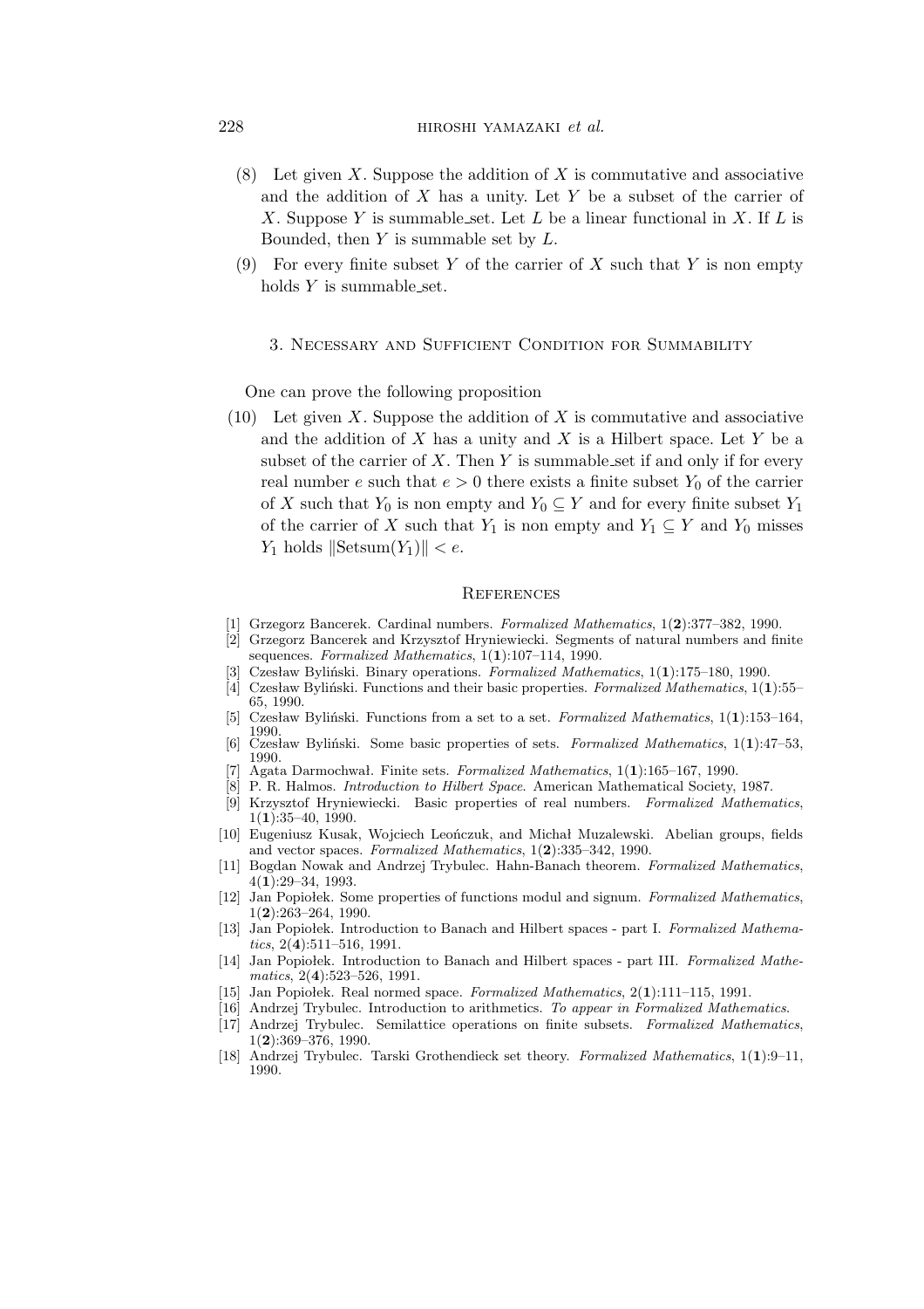(8) Let given $X$. Suppose the addition of $X$ is commutative and associative and the addition of $X$ has a unity. Let $Y$ be a subset of the carrier of $X$. Suppose $Y$ is summable_set. Let $L$ be a linear functional in $X$. If $L$ is Bounded, then $Y$ is summable set by $L$.

(9) For every finite subset $Y$ of the carrier of $X$ such that $Y$ is non empty holds $Y$ is summable_set.

## 3. Necessary and Sufficient Condition for Summability

One can prove the following proposition

(10) Let given $X$. Suppose the addition of $X$ is commutative and associative and the addition of $X$ has a unity and $X$ is a Hilbert space. Let $Y$ be a subset of the carrier of $X$. Then $Y$ is summable_set if and only if for every real number $e$ such that $e > 0$ there exists a finite subset $Y_0$ of the carrier of $X$ such that $Y_0$ is non empty and $Y_0 \subseteq Y$ and for every finite subset $Y_1$ of the carrier of $X$ such that $Y_1$ is non empty and $Y_1 \subseteq Y$ and $Y_0$ misses $Y_1$ holds $\|\text{Setsum}(Y_1)\| < e$.

## References

[1] Grzegorz Bancerek. Cardinal numbers. *Formalized Mathematics*, 1(**2**):377–382, 1990.

[2] Grzegorz Bancerek and Krzysztof Hryniewiecki. Segments of natural numbers and finite sequences. *Formalized Mathematics*, 1(**1**):107–114, 1990.

[3] Czesław Byliński. Binary operations. *Formalized Mathematics*, 1(**1**):175–180, 1990.

[4] Czesław Byliński. Functions and their basic properties. *Formalized Mathematics*, 1(**1**):55–65, 1990.

[5] Czesław Byliński. Functions from a set to a set. *Formalized Mathematics*, 1(**1**):153–164, 1990.

[6] Czesław Byliński. Some basic properties of sets. *Formalized Mathematics*, 1(**1**):47–53, 1990.

[7] Agata Darmochwał. Finite sets. *Formalized Mathematics*, 1(**1**):165–167, 1990.

[8] P. R. Halmos. *Introduction to Hilbert Space*. American Mathematical Society, 1987.

[9] Krzysztof Hryniewiecki. Basic properties of real numbers. *Formalized Mathematics*, 1(**1**):35–40, 1990.

[10] Eugeniusz Kusak, Wojciech Leończuk, and Michał Muzalewski. Abelian groups, fields and vector spaces. *Formalized Mathematics*, 1(**2**):335–342, 1990.

[11] Bogdan Nowak and Andrzej Trybulec. Hahn-Banach theorem. *Formalized Mathematics*, 4(**1**):29–34, 1993.

[12] Jan Popiołek. Some properties of functions modul and signum. *Formalized Mathematics*, 1(**2**):263–264, 1990.

[13] Jan Popiołek. Introduction to Banach and Hilbert spaces - part I. *Formalized Mathematics*, 2(**4**):511–516, 1991.

[14] Jan Popiołek. Introduction to Banach and Hilbert spaces - part III. *Formalized Mathematics*, 2(**4**):523–526, 1991.

[15] Jan Popiołek. Real normed space. *Formalized Mathematics*, 2(**1**):111–115, 1991.

[16] Andrzej Trybulec. Introduction to arithmetics. *To appear in Formalized Mathematics*.

[17] Andrzej Trybulec. Semilattice operations on finite subsets. *Formalized Mathematics*, 1(**2**):369–376, 1990.

[18] Andrzej Trybulec. Tarski Grothendieck set theory. *Formalized Mathematics*, 1(**1**):9–11, 1990.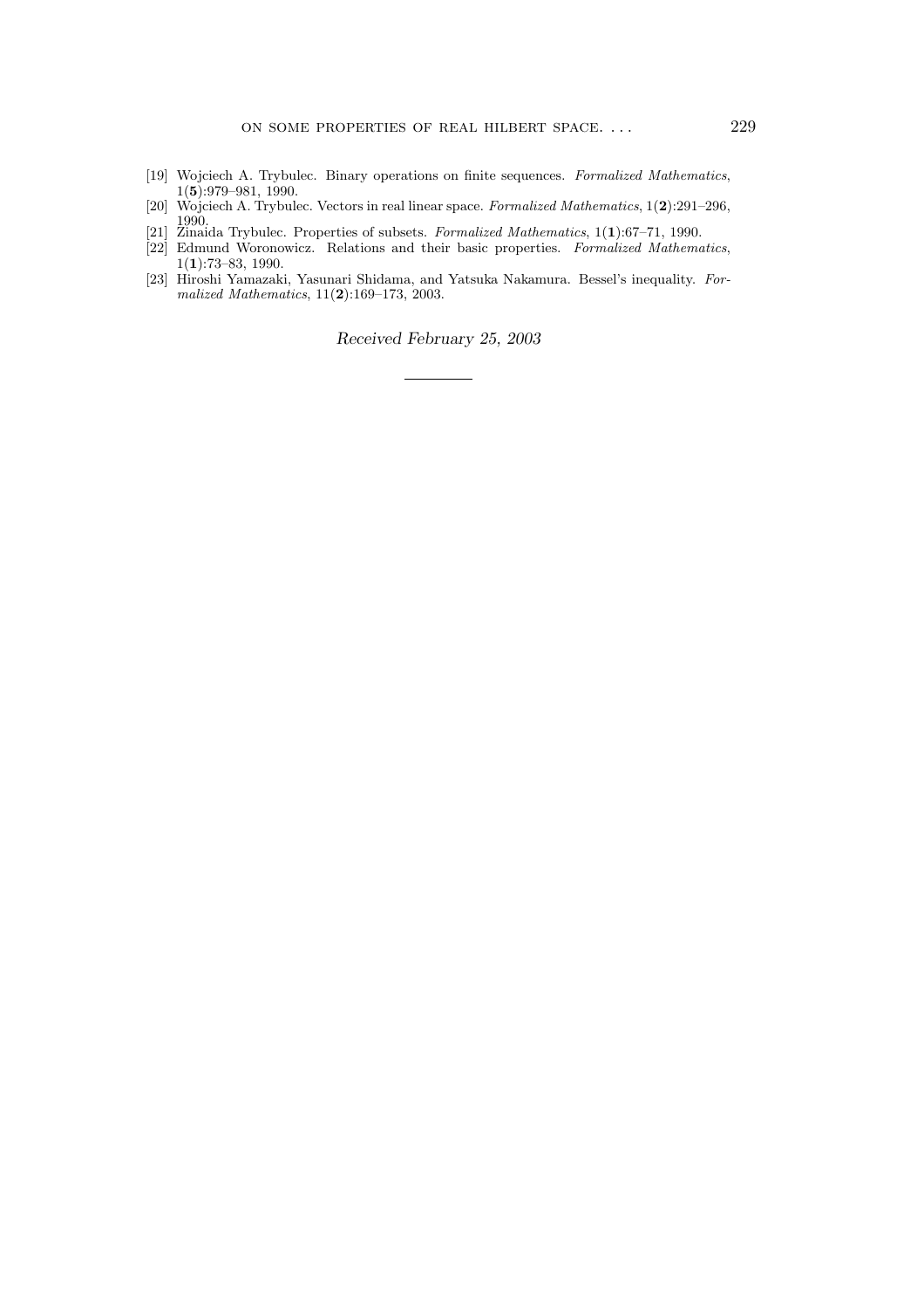- [19] Wojciech A. Trybulec. Binary operations on finite sequences. *Formalized Mathematics*, 1(**5**):979–981, 1990.
- [20] Wojciech A. Trybulec. Vectors in real linear space. *Formalized Mathematics*, 1(**2**):291–296, 1990.
- [21] Zinaida Trybulec. Properties of subsets. *Formalized Mathematics*, 1(**1**):67–71, 1990.
- [22] Edmund Woronowicz. Relations and their basic properties. *Formalized Mathematics*, 1(**1**):73–83, 1990.
- [23] Hiroshi Yamazaki, Yasunari Shidama, and Yatsuka Nakamura. Bessel's inequality. *Formalized Mathematics*, 11(**2**):169–173, 2003.

*Received February 25, 2003*